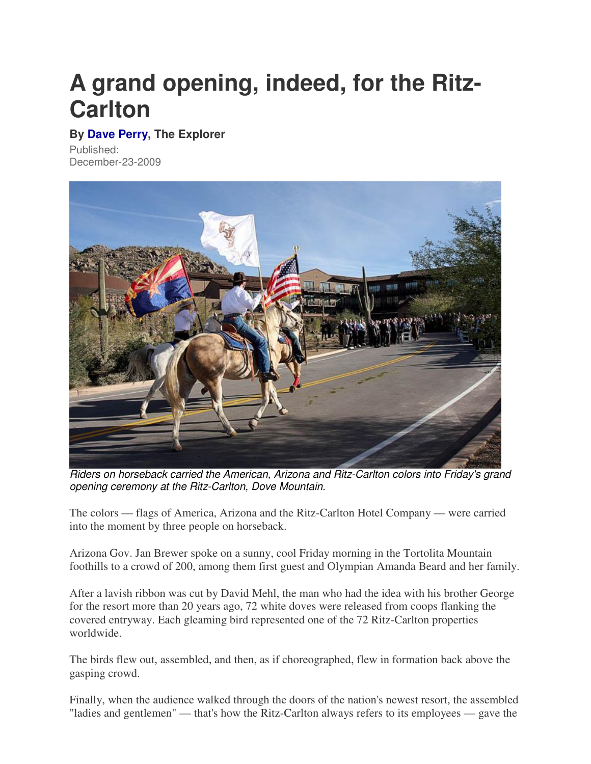# A grand opening, indeed, for the Ritz-Carlton

**By Dave Perry, The Explorer**

Published:
December-23-2009

*Riders on horseback carried the American, Arizona and Ritz-Carlton colors into Friday's grand opening ceremony at the Ritz-Carlton, Dove Mountain.*

The colors — flags of America, Arizona and the Ritz-Carlton Hotel Company — were carried into the moment by three people on horseback.

Arizona Gov. Jan Brewer spoke on a sunny, cool Friday morning in the Tortolita Mountain foothills to a crowd of 200, among them first guest and Olympian Amanda Beard and her family.

After a lavish ribbon was cut by David Mehl, the man who had the idea with his brother George for the resort more than 20 years ago, 72 white doves were released from coops flanking the covered entryway. Each gleaming bird represented one of the 72 Ritz-Carlton properties worldwide.

The birds flew out, assembled, and then, as if choreographed, flew in formation back above the gasping crowd.

Finally, when the audience walked through the doors of the nation's newest resort, the assembled "ladies and gentlemen" — that's how the Ritz-Carlton always refers to its employees — gave the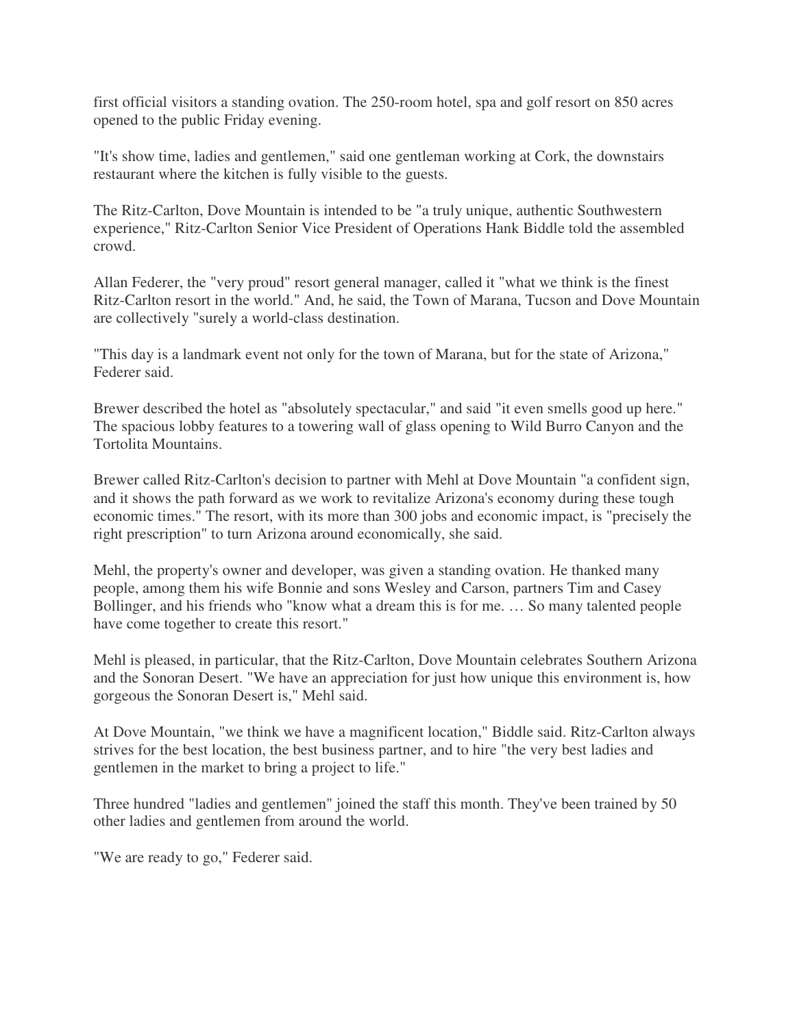first official visitors a standing ovation. The 250-room hotel, spa and golf resort on 850 acres opened to the public Friday evening.

"It's show time, ladies and gentlemen," said one gentleman working at Cork, the downstairs restaurant where the kitchen is fully visible to the guests.

The Ritz-Carlton, Dove Mountain is intended to be "a truly unique, authentic Southwestern experience," Ritz-Carlton Senior Vice President of Operations Hank Biddle told the assembled crowd.

Allan Federer, the "very proud" resort general manager, called it "what we think is the finest Ritz-Carlton resort in the world." And, he said, the Town of Marana, Tucson and Dove Mountain are collectively "surely a world-class destination.

"This day is a landmark event not only for the town of Marana, but for the state of Arizona," Federer said.

Brewer described the hotel as "absolutely spectacular," and said "it even smells good up here." The spacious lobby features to a towering wall of glass opening to Wild Burro Canyon and the Tortolita Mountains.

Brewer called Ritz-Carlton's decision to partner with Mehl at Dove Mountain "a confident sign, and it shows the path forward as we work to revitalize Arizona's economy during these tough economic times." The resort, with its more than 300 jobs and economic impact, is "precisely the right prescription" to turn Arizona around economically, she said.

Mehl, the property's owner and developer, was given a standing ovation. He thanked many people, among them his wife Bonnie and sons Wesley and Carson, partners Tim and Casey Bollinger, and his friends who "know what a dream this is for me. … So many talented people have come together to create this resort."

Mehl is pleased, in particular, that the Ritz-Carlton, Dove Mountain celebrates Southern Arizona and the Sonoran Desert. "We have an appreciation for just how unique this environment is, how gorgeous the Sonoran Desert is," Mehl said.

At Dove Mountain, "we think we have a magnificent location," Biddle said. Ritz-Carlton always strives for the best location, the best business partner, and to hire "the very best ladies and gentlemen in the market to bring a project to life."

Three hundred "ladies and gentlemen" joined the staff this month. They've been trained by 50 other ladies and gentlemen from around the world.

"We are ready to go," Federer said.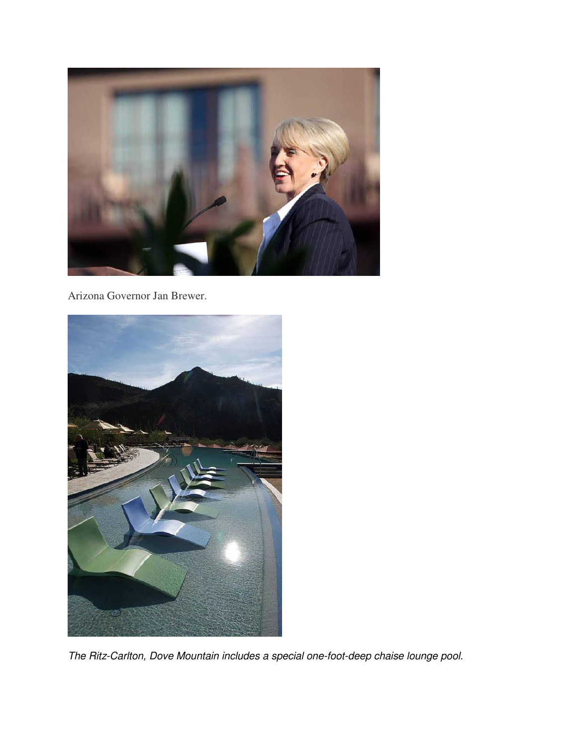Arizona Governor Jan Brewer.

*The Ritz-Carlton, Dove Mountain includes a special one-foot-deep chaise lounge pool.*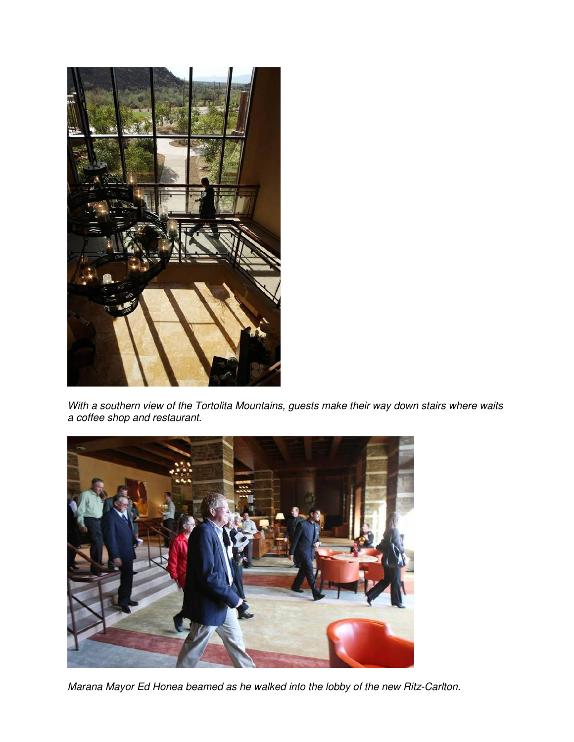*With a southern view of the Tortolita Mountains, guests make their way down stairs where waits a coffee shop and restaurant.*

*Marana Mayor Ed Honea beamed as he walked into the lobby of the new Ritz-Carlton.*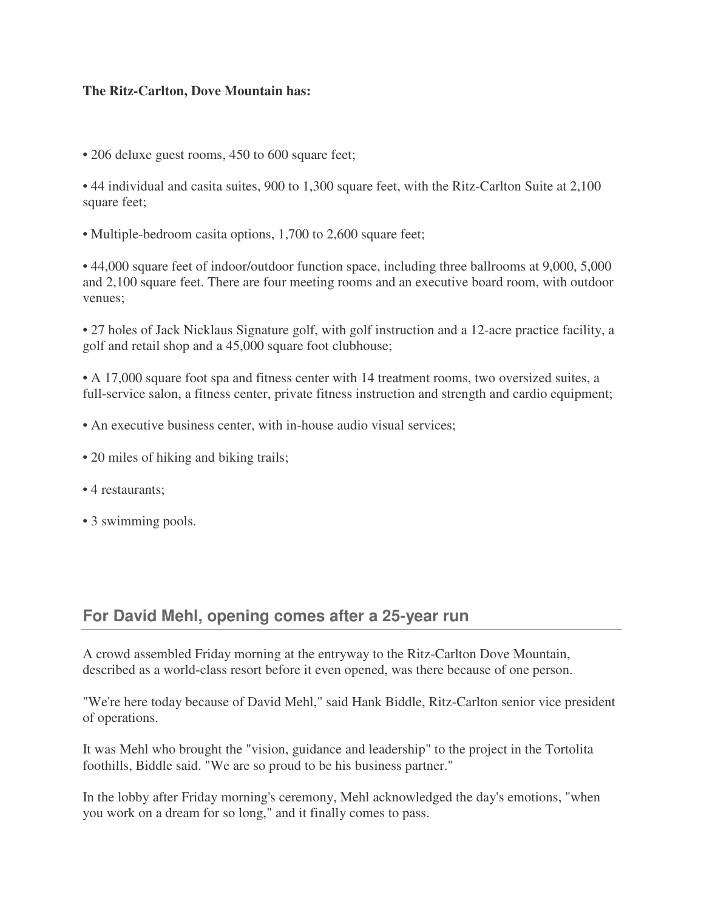**The Ritz-Carlton, Dove Mountain has:**

• 206 deluxe guest rooms, 450 to 600 square feet;

• 44 individual and casita suites, 900 to 1,300 square feet, with the Ritz-Carlton Suite at 2,100 square feet;

• Multiple-bedroom casita options, 1,700 to 2,600 square feet;

• 44,000 square feet of indoor/outdoor function space, including three ballrooms at 9,000, 5,000 and 2,100 square feet. There are four meeting rooms and an executive board room, with outdoor venues;

• 27 holes of Jack Nicklaus Signature golf, with golf instruction and a 12-acre practice facility, a golf and retail shop and a 45,000 square foot clubhouse;

• A 17,000 square foot spa and fitness center with 14 treatment rooms, two oversized suites, a full-service salon, a fitness center, private fitness instruction and strength and cardio equipment;

• An executive business center, with in-house audio visual services;

• 20 miles of hiking and biking trails;

• 4 restaurants;

• 3 swimming pools.

## For David Mehl, opening comes after a 25-year run

A crowd assembled Friday morning at the entryway to the Ritz-Carlton Dove Mountain, described as a world-class resort before it even opened, was there because of one person.

"We're here today because of David Mehl," said Hank Biddle, Ritz-Carlton senior vice president of operations.

It was Mehl who brought the "vision, guidance and leadership" to the project in the Tortolita foothills, Biddle said. "We are so proud to be his business partner."

In the lobby after Friday morning's ceremony, Mehl acknowledged the day's emotions, "when you work on a dream for so long," and it finally comes to pass.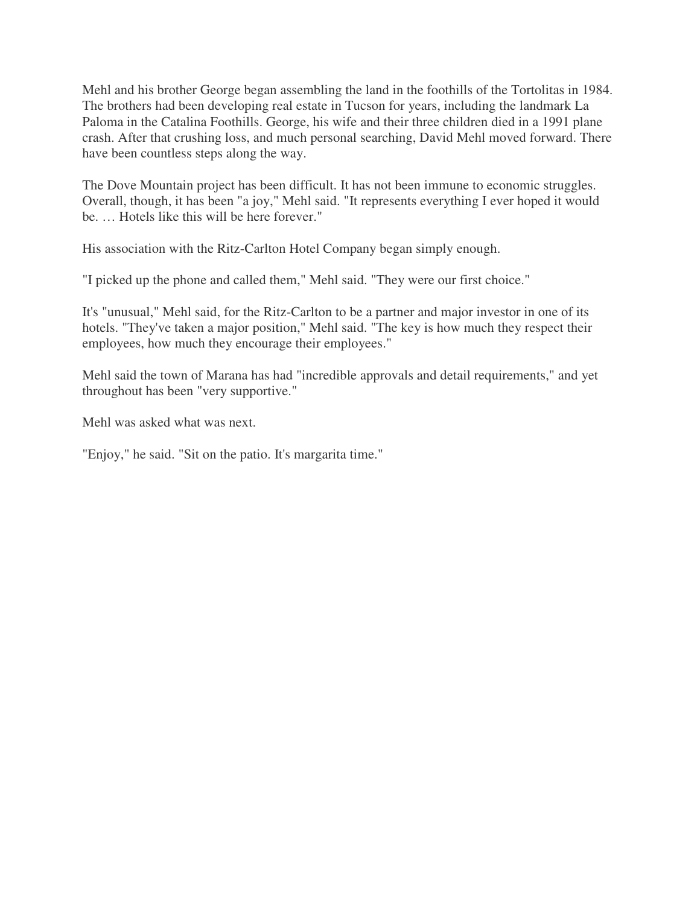Mehl and his brother George began assembling the land in the foothills of the Tortolitas in 1984. The brothers had been developing real estate in Tucson for years, including the landmark La Paloma in the Catalina Foothills. George, his wife and their three children died in a 1991 plane crash. After that crushing loss, and much personal searching, David Mehl moved forward. There have been countless steps along the way.

The Dove Mountain project has been difficult. It has not been immune to economic struggles. Overall, though, it has been "a joy," Mehl said. "It represents everything I ever hoped it would be. … Hotels like this will be here forever."

His association with the Ritz-Carlton Hotel Company began simply enough.

"I picked up the phone and called them," Mehl said. "They were our first choice."

It's "unusual," Mehl said, for the Ritz-Carlton to be a partner and major investor in one of its hotels. "They've taken a major position," Mehl said. "The key is how much they respect their employees, how much they encourage their employees."

Mehl said the town of Marana has had "incredible approvals and detail requirements," and yet throughout has been "very supportive."

Mehl was asked what was next.

"Enjoy," he said. "Sit on the patio. It's margarita time."